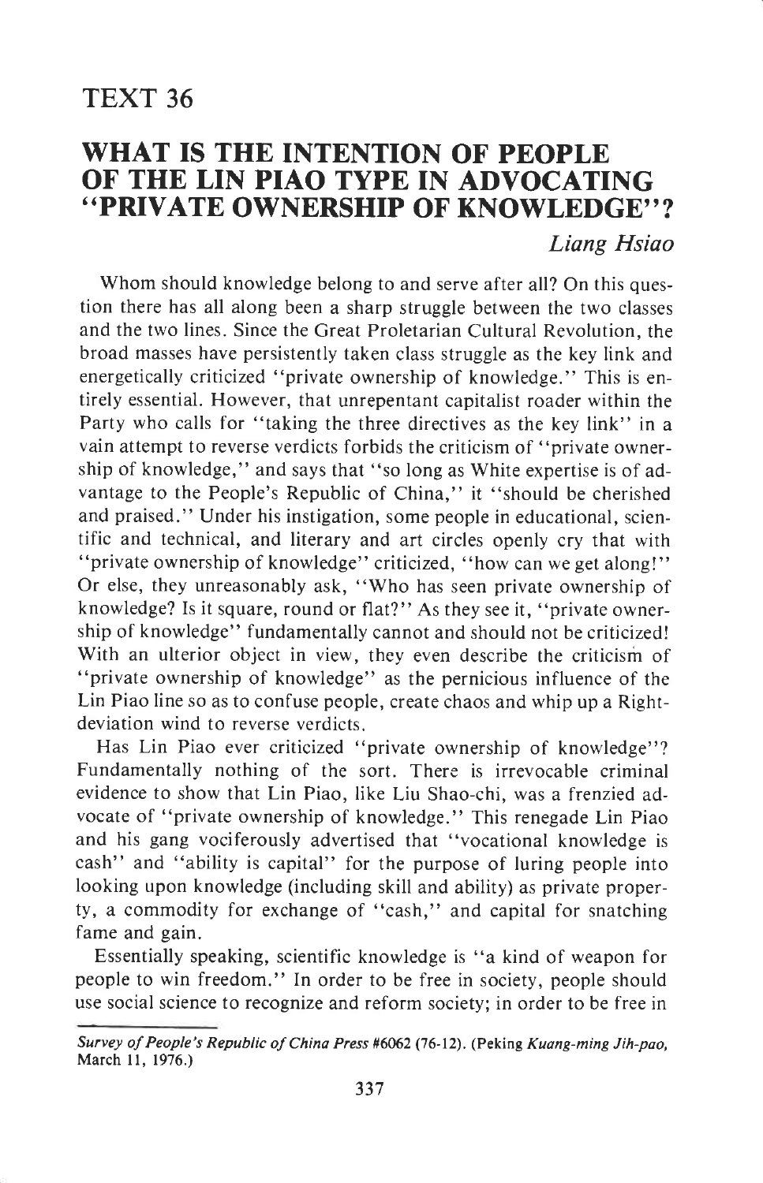## TEXT 36

# WHAT IS THE INTENTION OF PEOPLE OF THE LIN PIAO TYPE IN ADVOCATING "PRIVATE OWNERSHIP OF KNOWLEDGE"?

*Liang Hsiao*

Whom should knowledge belong to and serve after all? On this question there has all along been a sharp struggle between the two classes and the two lines. Since the Great Proletarian Cultural Revolution, the broad masses have persistently taken class struggle as the key link and energetically criticized "private ownership of knowledge." This is entirely essential. However, that unrepentant capitalist roader within the Party who calls for "taking the three directives as the key link" in a vain attempt to reverse verdicts forbids the criticism of "private ownership of knowledge," and says that "so long as White expertise is of advantage to the People's Republic of China," it "should be cherished and praised." Under his instigation, some people in educational, scientific and technical, and literary and art circles openly cry that with "private ownership of knowledge" criticized, "how can we get along!" Or else, they unreasonably ask, "Who has seen private ownership of knowledge? Is it square, round or flat?" As they see it, "private ownership of knowledge" fundamentally cannot and should not be criticized! With an ulterior object in view, they even describe the criticism of "private ownership of knowledge" as the pernicious influence of the Lin Piao line so as to confuse people, create chaos and whip up a Right-deviation wind to reverse verdicts.

Has Lin Piao ever criticized "private ownership of knowledge"? Fundamentally nothing of the sort. There is irrevocable criminal evidence to show that Lin Piao, like Liu Shao-chi, was a frenzied advocate of "private ownership of knowledge." This renegade Lin Piao and his gang vociferously advertised that "vocational knowledge is cash" and "ability is capital" for the purpose of luring people into looking upon knowledge (including skill and ability) as private property, a commodity for exchange of "cash," and capital for snatching fame and gain.

Essentially speaking, scientific knowledge is "a kind of weapon for people to win freedom." In order to be free in society, people should use social science to recognize and reform society; in order to be free in

---

*Survey of People's Republic of China Press* #6062 (76-12). (Peking *Kuang-ming Jih-pao*, March 11, 1976.)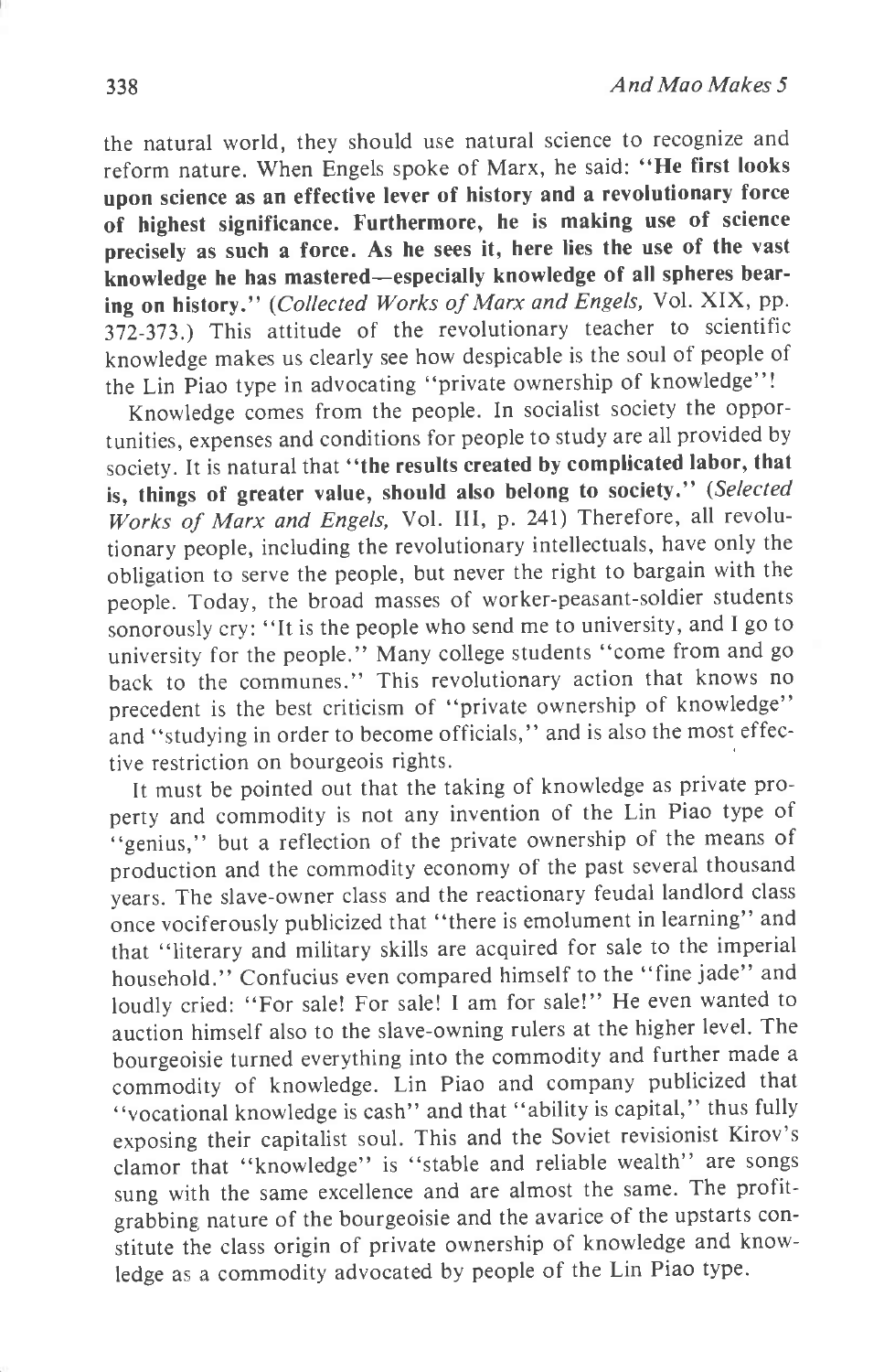the natural world, they should use natural science to recognize and reform nature. When Engels spoke of Marx, he said: "**He first looks upon science as an effective lever of history and a revolutionary force of highest significance. Furthermore, he is making use of science precisely as such a force. As he sees it, here lies the use of the vast knowledge he has mastered—especially knowledge of all spheres bearing on history.**" (*Collected Works of Marx and Engels,* Vol. XIX, pp. 372-373.) This attitude of the revolutionary teacher to scientific knowledge makes us clearly see how despicable is the soul of people of the Lin Piao type in advocating "private ownership of knowledge"!

Knowledge comes from the people. In socialist society the opportunities, expenses and conditions for people to study are all provided by society. It is natural that "**the results created by complicated labor, that is, things of greater value, should also belong to society.**" (*Selected Works of Marx and Engels,* Vol. III, p. 241) Therefore, all revolutionary people, including the revolutionary intellectuals, have only the obligation to serve the people, but never the right to bargain with the people. Today, the broad masses of worker-peasant-soldier students sonorously cry: "It is the people who send me to university, and I go to university for the people." Many college students "come from and go back to the communes." This revolutionary action that knows no precedent is the best criticism of "private ownership of knowledge" and "studying in order to become officials," and is also the most effective restriction on bourgeois rights.

It must be pointed out that the taking of knowledge as private property and commodity is not any invention of the Lin Piao type of "genius," but a reflection of the private ownership of the means of production and the commodity economy of the past several thousand years. The slave-owner class and the reactionary feudal landlord class once vociferously publicized that "there is emolument in learning" and that "literary and military skills are acquired for sale to the imperial household." Confucius even compared himself to the "fine jade" and loudly cried: "For sale! For sale! I am for sale!" He even wanted to auction himself also to the slave-owning rulers at the higher level. The bourgeoisie turned everything into the commodity and further made a commodity of knowledge. Lin Piao and company publicized that "vocational knowledge is cash" and that "ability is capital," thus fully exposing their capitalist soul. This and the Soviet revisionist Kirov's clamor that "knowledge" is "stable and reliable wealth" are songs sung with the same excellence and are almost the same. The profit-grabbing nature of the bourgeoisie and the avarice of the upstarts constitute the class origin of private ownership of knowledge and knowledge as a commodity advocated by people of the Lin Piao type.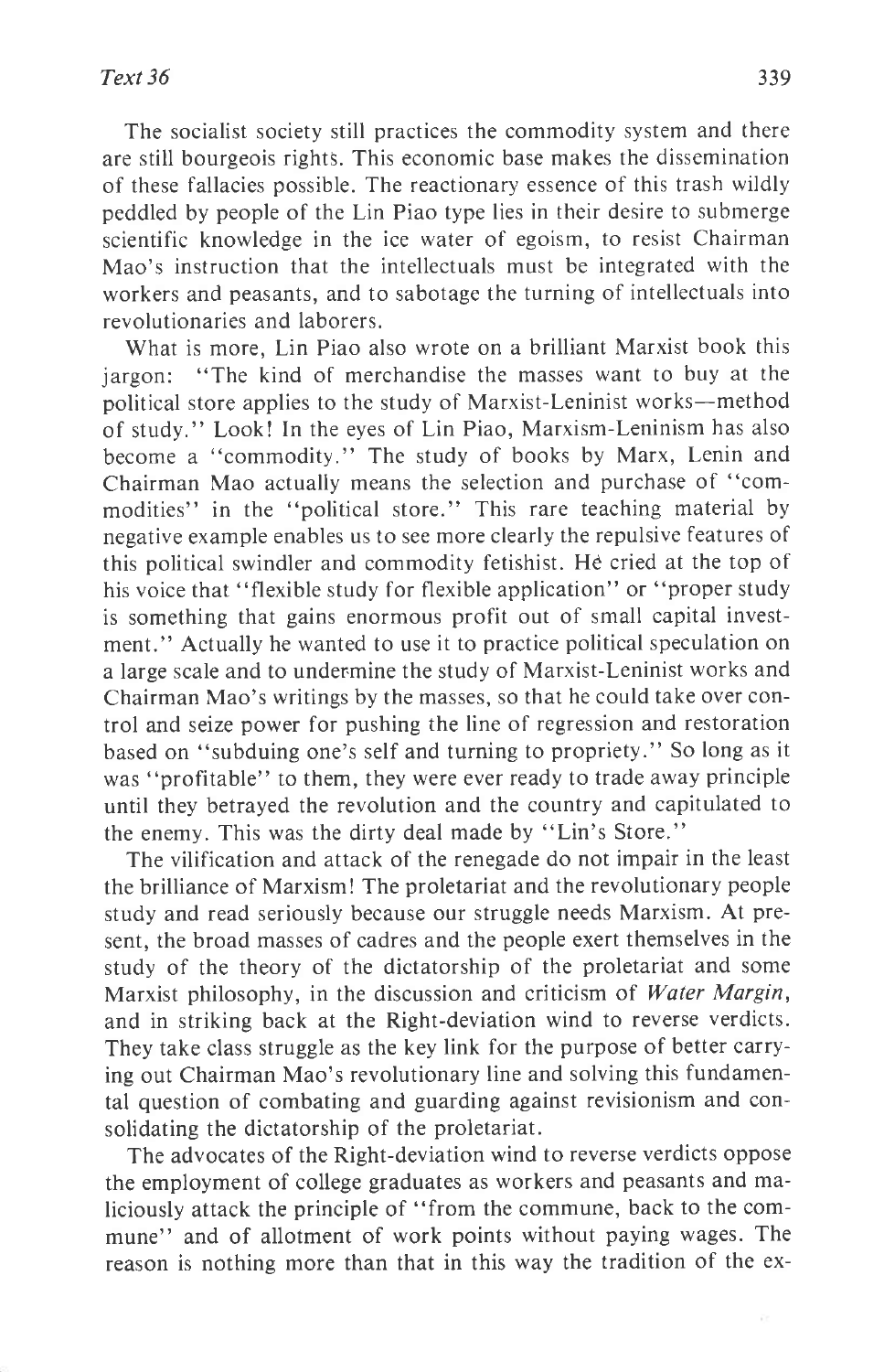The socialist society still practices the commodity system and there are still bourgeois rights. This economic base makes the dissemination of these fallacies possible. The reactionary essence of this trash wildly peddled by people of the Lin Piao type lies in their desire to submerge scientific knowledge in the ice water of egoism, to resist Chairman Mao's instruction that the intellectuals must be integrated with the workers and peasants, and to sabotage the turning of intellectuals into revolutionaries and laborers.

What is more, Lin Piao also wrote on a brilliant Marxist book this jargon: "The kind of merchandise the masses want to buy at the political store applies to the study of Marxist-Leninist works—method of study." Look! In the eyes of Lin Piao, Marxism-Leninism has also become a "commodity." The study of books by Marx, Lenin and Chairman Mao actually means the selection and purchase of "commodities" in the "political store." This rare teaching material by negative example enables us to see more clearly the repulsive features of this political swindler and commodity fetishist. He cried at the top of his voice that "flexible study for flexible application" or "proper study is something that gains enormous profit out of small capital investment." Actually he wanted to use it to practice political speculation on a large scale and to undermine the study of Marxist-Leninist works and Chairman Mao's writings by the masses, so that he could take over control and seize power for pushing the line of regression and restoration based on "subduing one's self and turning to propriety." So long as it was "profitable" to them, they were ever ready to trade away principle until they betrayed the revolution and the country and capitulated to the enemy. This was the dirty deal made by "Lin's Store."

The vilification and attack of the renegade do not impair in the least the brilliance of Marxism! The proletariat and the revolutionary people study and read seriously because our struggle needs Marxism. At present, the broad masses of cadres and the people exert themselves in the study of the theory of the dictatorship of the proletariat and some Marxist philosophy, in the discussion and criticism of *Water Margin*, and in striking back at the Right-deviation wind to reverse verdicts. They take class struggle as the key link for the purpose of better carrying out Chairman Mao's revolutionary line and solving this fundamental question of combating and guarding against revisionism and consolidating the dictatorship of the proletariat.

The advocates of the Right-deviation wind to reverse verdicts oppose the employment of college graduates as workers and peasants and maliciously attack the principle of "from the commune, back to the commune" and of allotment of work points without paying wages. The reason is nothing more than that in this way the tradition of the ex-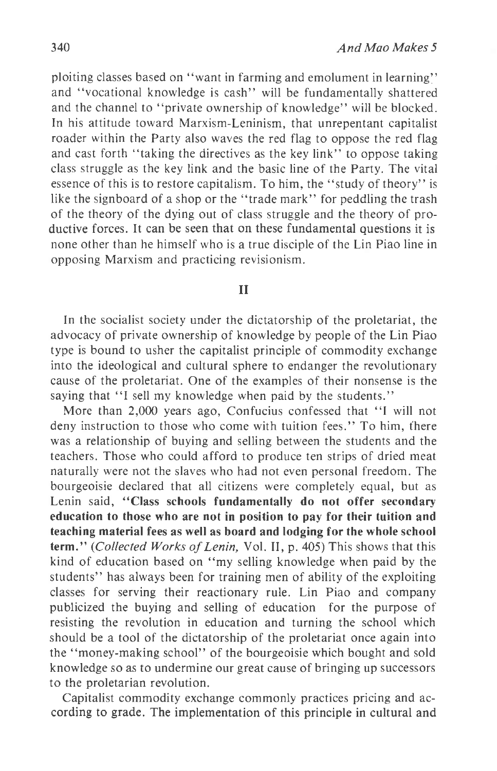ploiting classes based on "want in farming and emolument in learning" and "vocational knowledge is cash" will be fundamentally shattered and the channel to "private ownership of knowledge" will be blocked. In his attitude toward Marxism-Leninism, that unrepentant capitalist roader within the Party also waves the red flag to oppose the red flag and cast forth "taking the directives as the key link" to oppose taking class struggle as the key link and the basic line of the Party. The vital essence of this is to restore capitalism. To him, the "study of theory" is like the signboard of a shop or the "trade mark" for peddling the trash of the theory of the dying out of class struggle and the theory of productive forces. It can be seen that on these fundamental questions it is none other than he himself who is a true disciple of the Lin Piao line in opposing Marxism and practicing revisionism.

## II

In the socialist society under the dictatorship of the proletariat, the advocacy of private ownership of knowledge by people of the Lin Piao type is bound to usher the capitalist principle of commodity exchange into the ideological and cultural sphere to endanger the revolutionary cause of the proletariat. One of the examples of their nonsense is the saying that "I sell my knowledge when paid by the students."

More than 2,000 years ago, Confucius confessed that "I will not deny instruction to those who come with tuition fees." To him, there was a relationship of buying and selling between the students and the teachers. Those who could afford to produce ten strips of dried meat naturally were not the slaves who had not even personal freedom. The bourgeoisie declared that all citizens were completely equal, but as Lenin said, **"Class schools fundamentally do not offer secondary education to those who are not in position to pay for their tuition and teaching material fees as well as board and lodging for the whole school term."** (*Collected Works of Lenin,* Vol. II, p. 405) This shows that this kind of education based on "my selling knowledge when paid by the students" has always been for training men of ability of the exploiting classes for serving their reactionary rule. Lin Piao and company publicized the buying and selling of education for the purpose of resisting the revolution in education and turning the school which should be a tool of the dictatorship of the proletariat once again into the "money-making school" of the bourgeoisie which bought and sold knowledge so as to undermine our great cause of bringing up successors to the proletarian revolution.

Capitalist commodity exchange commonly practices pricing and according to grade. The implementation of this principle in cultural and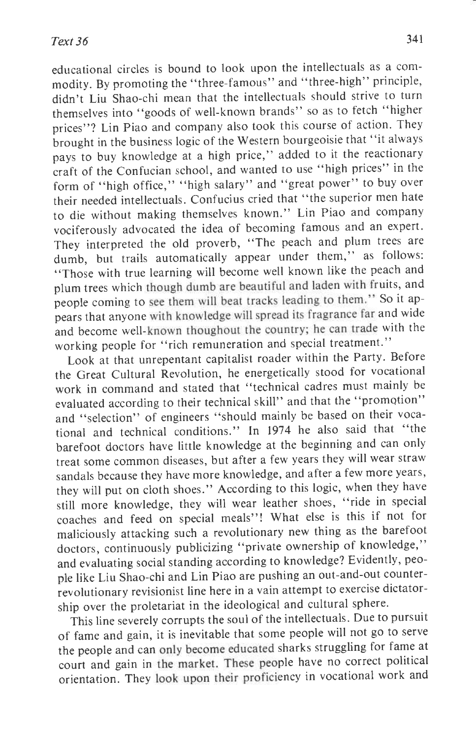educational circles is bound to look upon the intellectuals as a commodity. By promoting the "three-famous" and "three-high" principle, didn't Liu Shao-chi mean that the intellectuals should strive to turn themselves into "goods of well-known brands" so as to fetch "higher prices"? Lin Piao and company also took this course of action. They brought in the business logic of the Western bourgeoisie that "it always pays to buy knowledge at a high price," added to it the reactionary craft of the Confucian school, and wanted to use "high prices" in the form of "high office," "high salary" and "great power" to buy over their needed intellectuals. Confucius cried that "the superior men hate to die without making themselves known." Lin Piao and company vociferously advocated the idea of becoming famous and an expert. They interpreted the old proverb, "The peach and plum trees are dumb, but trails automatically appear under them," as follows: "Those with true learning will become well known like the peach and plum trees which though dumb are beautiful and laden with fruits, and people coming to see them will beat tracks leading to them." So it appears that anyone with knowledge will spread its fragrance far and wide and become well-known thoughout the country; he can trade with the working people for "rich remuneration and special treatment."

Look at that unrepentant capitalist roader within the Party. Before the Great Cultural Revolution, he energetically stood for vocational work in command and stated that "technical cadres must mainly be evaluated according to their technical skill" and that the "promotion" and "selection" of engineers "should mainly be based on their vocational and technical conditions." In 1974 he also said that "the barefoot doctors have little knowledge at the beginning and can only treat some common diseases, but after a few years they will wear straw sandals because they have more knowledge, and after a few more years, they will put on cloth shoes." According to this logic, when they have still more knowledge, they will wear leather shoes, "ride in special coaches and feed on special meals"! What else is this if not for maliciously attacking such a revolutionary new thing as the barefoot doctors, continuously publicizing "private ownership of knowledge," and evaluating social standing according to knowledge? Evidently, people like Liu Shao-chi and Lin Piao are pushing an out-and-out counter-revolutionary revisionist line here in a vain attempt to exercise dictatorship over the proletariat in the ideological and cultural sphere.

This line severely corrupts the soul of the intellectuals. Due to pursuit of fame and gain, it is inevitable that some people will not go to serve the people and can only become educated sharks struggling for fame at court and gain in the market. These people have no correct political orientation. They look upon their proficiency in vocational work and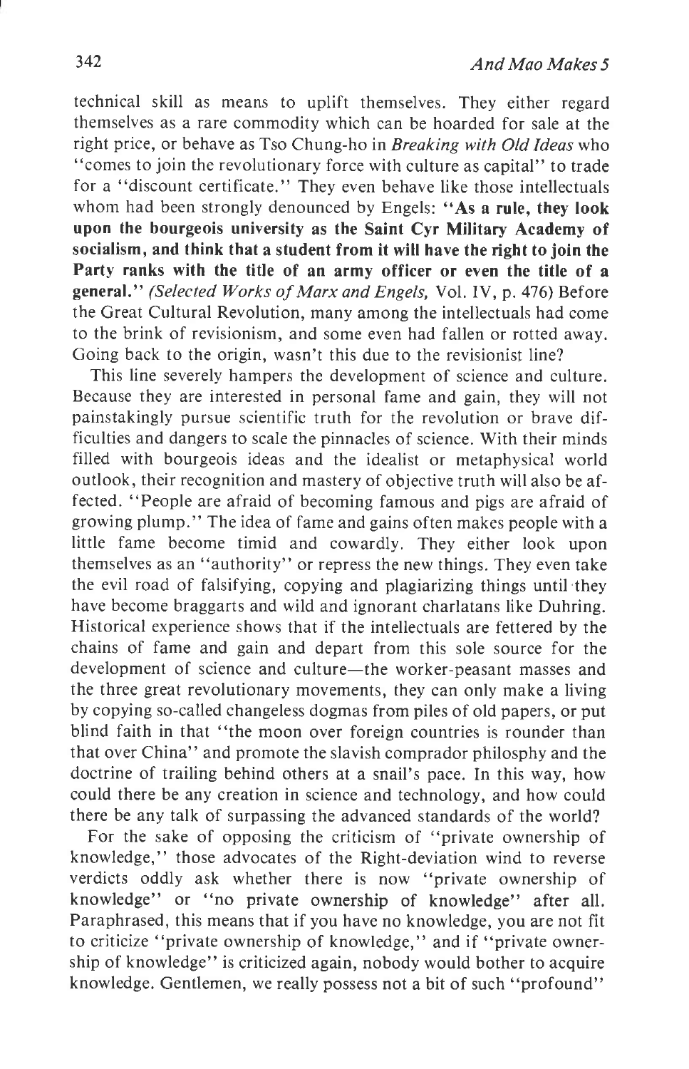technical skill as means to uplift themselves. They either regard themselves as a rare commodity which can be hoarded for sale at the right price, or behave as Tso Chung-ho in *Breaking with Old Ideas* who "comes to join the revolutionary force with culture as capital" to trade for a "discount certificate." They even behave like those intellectuals whom had been strongly denounced by Engels: **"As a rule, they look upon the bourgeois university as the Saint Cyr Military Academy of socialism, and think that a student from it will have the right to join the Party ranks with the title of an army officer or even the title of a general."** *(Selected Works of Marx and Engels,* Vol. IV, p. 476) Before the Great Cultural Revolution, many among the intellectuals had come to the brink of revisionism, and some even had fallen or rotted away. Going back to the origin, wasn't this due to the revisionist line?

This line severely hampers the development of science and culture. Because they are interested in personal fame and gain, they will not painstakingly pursue scientific truth for the revolution or brave difficulties and dangers to scale the pinnacles of science. With their minds filled with bourgeois ideas and the idealist or metaphysical world outlook, their recognition and mastery of objective truth will also be affected. "People are afraid of becoming famous and pigs are afraid of growing plump." The idea of fame and gains often makes people with a little fame become timid and cowardly. They either look upon themselves as an "authority" or repress the new things. They even take the evil road of falsifying, copying and plagiarizing things until they have become braggarts and wild and ignorant charlatans like Duhring. Historical experience shows that if the intellectuals are fettered by the chains of fame and gain and depart from this sole source for the development of science and culture—the worker-peasant masses and the three great revolutionary movements, they can only make a living by copying so-called changeless dogmas from piles of old papers, or put blind faith in that "the moon over foreign countries is rounder than that over China" and promote the slavish comprador philosphy and the doctrine of trailing behind others at a snail's pace. In this way, how could there be any creation in science and technology, and how could there be any talk of surpassing the advanced standards of the world?

For the sake of opposing the criticism of "private ownership of knowledge," those advocates of the Right-deviation wind to reverse verdicts oddly ask whether there is now "private ownership of knowledge" or "no private ownership of knowledge" after all. Paraphrased, this means that if you have no knowledge, you are not fit to criticize "private ownership of knowledge," and if "private ownership of knowledge" is criticized again, nobody would bother to acquire knowledge. Gentlemen, we really possess not a bit of such "profound"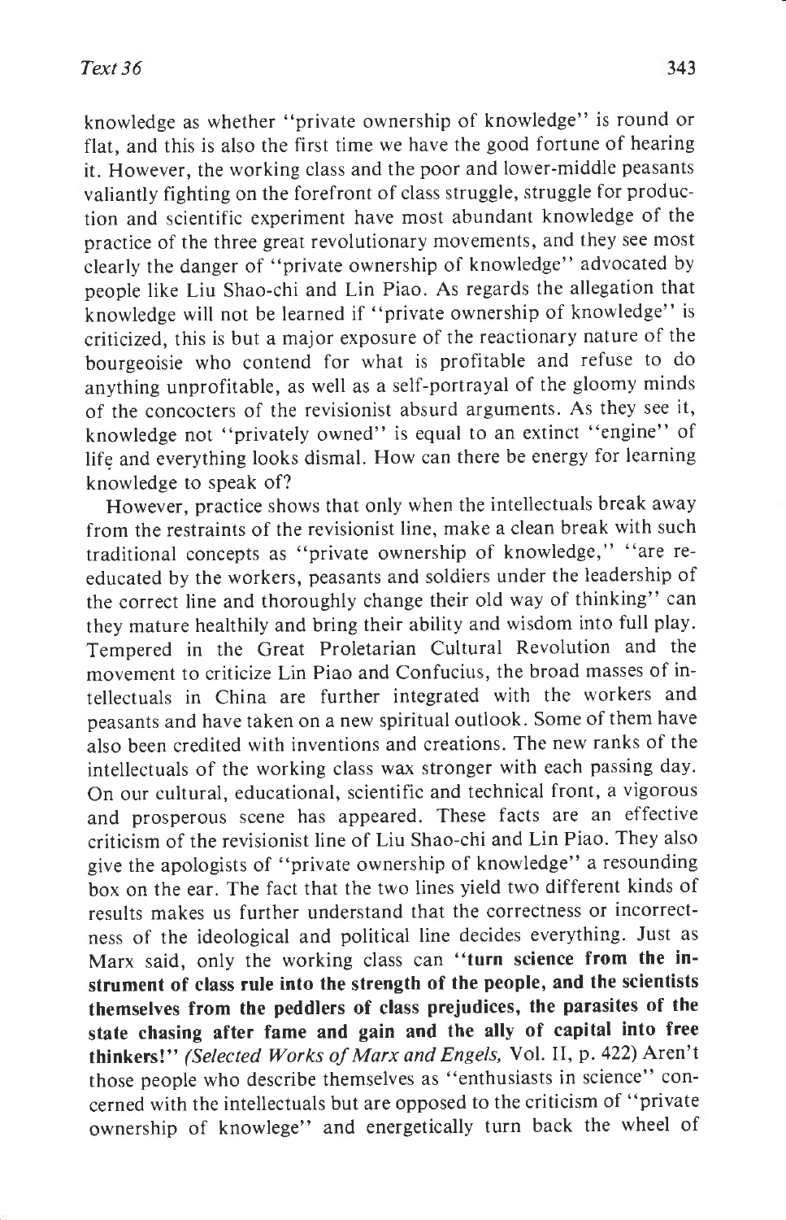knowledge as whether "private ownership of knowledge" is round or flat, and this is also the first time we have the good fortune of hearing it. However, the working class and the poor and lower-middle peasants valiantly fighting on the forefront of class struggle, struggle for production and scientific experiment have most abundant knowledge of the practice of the three great revolutionary movements, and they see most clearly the danger of "private ownership of knowledge" advocated by people like Liu Shao-chi and Lin Piao. As regards the allegation that knowledge will not be learned if "private ownership of knowledge" is criticized, this is but a major exposure of the reactionary nature of the bourgeoisie who contend for what is profitable and refuse to do anything unprofitable, as well as a self-portrayal of the gloomy minds of the concocters of the revisionist absurd arguments. As they see it, knowledge not "privately owned" is equal to an extinct "engine" of life and everything looks dismal. How can there be energy for learning knowledge to speak of?

However, practice shows that only when the intellectuals break away from the restraints of the revisionist line, make a clean break with such traditional concepts as "private ownership of knowledge," "are re-educated by the workers, peasants and soldiers under the leadership of the correct line and thoroughly change their old way of thinking" can they mature healthily and bring their ability and wisdom into full play. Tempered in the Great Proletarian Cultural Revolution and the movement to criticize Lin Piao and Confucius, the broad masses of intellectuals in China are further integrated with the workers and peasants and have taken on a new spiritual outlook. Some of them have also been credited with inventions and creations. The new ranks of the intellectuals of the working class wax stronger with each passing day. On our cultural, educational, scientific and technical front, a vigorous and prosperous scene has appeared. These facts are an effective criticism of the revisionist line of Liu Shao-chi and Lin Piao. They also give the apologists of "private ownership of knowledge" a resounding box on the ear. The fact that the two lines yield two different kinds of results makes us further understand that the correctness or incorrectness of the ideological and political line decides everything. Just as Marx said, only the working class can "**turn science from the instrument of class rule into the strength of the people, and the scientists themselves from the peddlers of class prejudices, the parasites of the state chasing after fame and gain and the ally of capital into free thinkers!**" (*Selected Works of Marx and Engels,* Vol. II, p. 422) Aren't those people who describe themselves as "enthusiasts in science" concerned with the intellectuals but are opposed to the criticism of "private ownership of knowlege" and energetically turn back the wheel of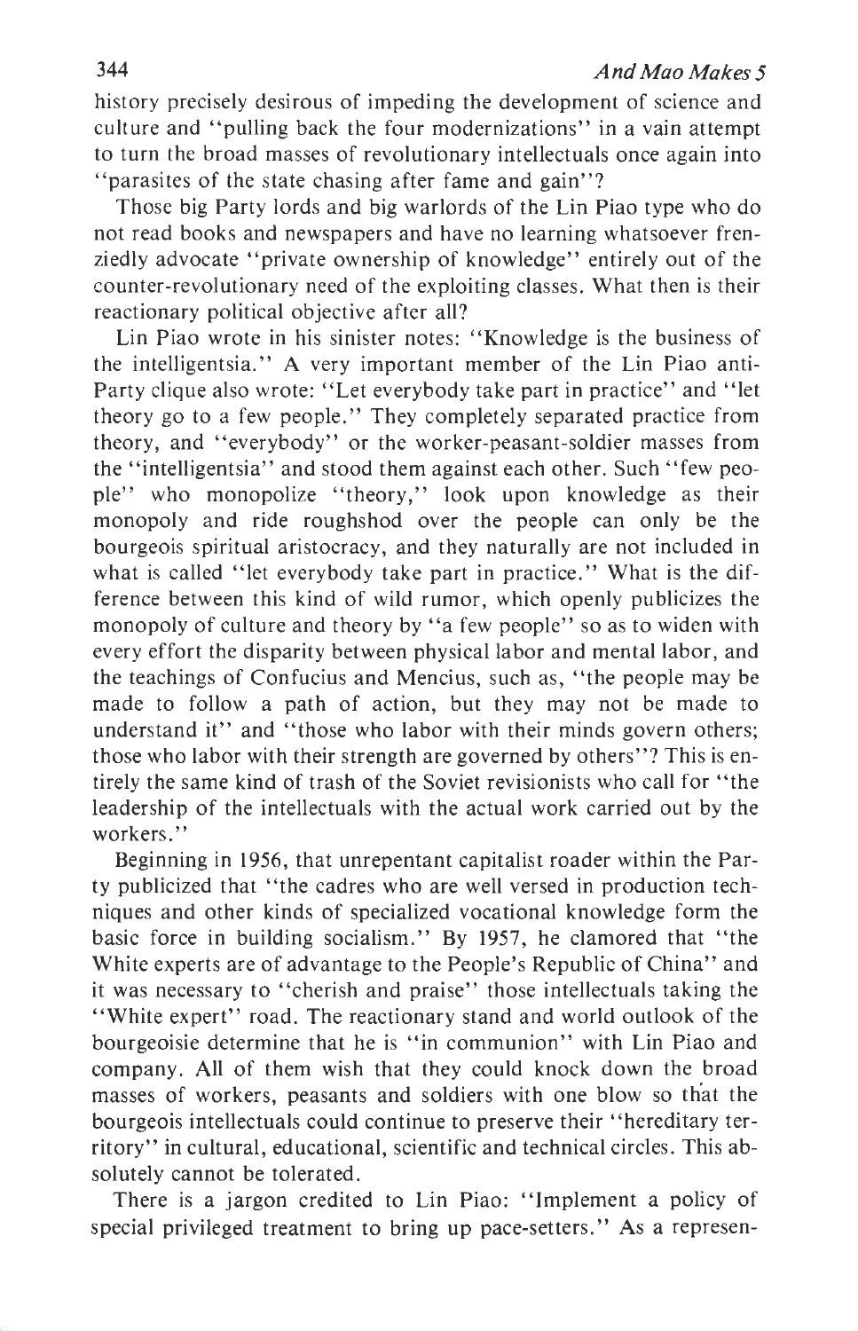history precisely desirous of impeding the development of science and culture and "pulling back the four modernizations" in a vain attempt to turn the broad masses of revolutionary intellectuals once again into "parasites of the state chasing after fame and gain"?

Those big Party lords and big warlords of the Lin Piao type who do not read books and newspapers and have no learning whatsoever frenziedly advocate "private ownership of knowledge" entirely out of the counter-revolutionary need of the exploiting classes. What then is their reactionary political objective after all?

Lin Piao wrote in his sinister notes: "Knowledge is the business of the intelligentsia." A very important member of the Lin Piao anti-Party clique also wrote: "Let everybody take part in practice" and "let theory go to a few people." They completely separated practice from theory, and "everybody" or the worker-peasant-soldier masses from the "intelligentsia" and stood them against each other. Such "few people" who monopolize "theory," look upon knowledge as their monopoly and ride roughshod over the people can only be the bourgeois spiritual aristocracy, and they naturally are not included in what is called "let everybody take part in practice." What is the difference between this kind of wild rumor, which openly publicizes the monopoly of culture and theory by "a few people" so as to widen with every effort the disparity between physical labor and mental labor, and the teachings of Confucius and Mencius, such as, "the people may be made to follow a path of action, but they may not be made to understand it" and "those who labor with their minds govern others; those who labor with their strength are governed by others"? This is entirely the same kind of trash of the Soviet revisionists who call for "the leadership of the intellectuals with the actual work carried out by the workers."

Beginning in 1956, that unrepentant capitalist roader within the Party publicized that "the cadres who are well versed in production techniques and other kinds of specialized vocational knowledge form the basic force in building socialism." By 1957, he clamored that "the White experts are of advantage to the People's Republic of China" and it was necessary to "cherish and praise" those intellectuals taking the "White expert" road. The reactionary stand and world outlook of the bourgeoisie determine that he is "in communion" with Lin Piao and company. All of them wish that they could knock down the broad masses of workers, peasants and soldiers with one blow so that the bourgeois intellectuals could continue to preserve their "hereditary territory" in cultural, educational, scientific and technical circles. This absolutely cannot be tolerated.

There is a jargon credited to Lin Piao: "Implement a policy of special privileged treatment to bring up pace-setters." As a represen-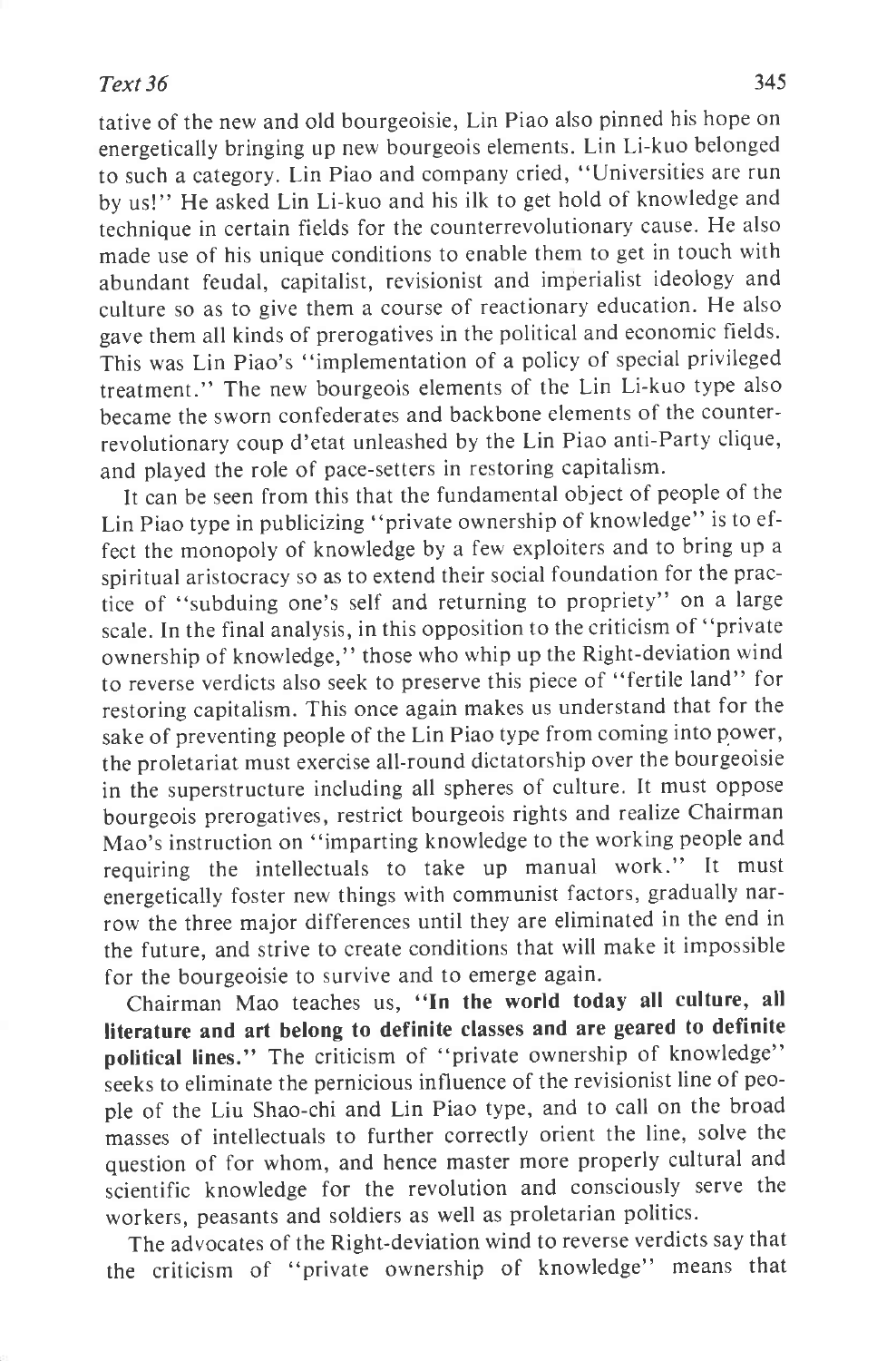tative of the new and old bourgeoisie, Lin Piao also pinned his hope on energetically bringing up new bourgeois elements. Lin Li-kuo belonged to such a category. Lin Piao and company cried, "Universities are run by us!" He asked Lin Li-kuo and his ilk to get hold of knowledge and technique in certain fields for the counterrevolutionary cause. He also made use of his unique conditions to enable them to get in touch with abundant feudal, capitalist, revisionist and imperialist ideology and culture so as to give them a course of reactionary education. He also gave them all kinds of prerogatives in the political and economic fields. This was Lin Piao's "implementation of a policy of special privileged treatment." The new bourgeois elements of the Lin Li-kuo type also became the sworn confederates and backbone elements of the counterrevolutionary coup d'etat unleashed by the Lin Piao anti-Party clique, and played the role of pace-setters in restoring capitalism.

It can be seen from this that the fundamental object of people of the Lin Piao type in publicizing "private ownership of knowledge" is to effect the monopoly of knowledge by a few exploiters and to bring up a spiritual aristocracy so as to extend their social foundation for the practice of "subduing one's self and returning to propriety" on a large scale. In the final analysis, in this opposition to the criticism of "private ownership of knowledge," those who whip up the Right-deviation wind to reverse verdicts also seek to preserve this piece of "fertile land" for restoring capitalism. This once again makes us understand that for the sake of preventing people of the Lin Piao type from coming into power, the proletariat must exercise all-round dictatorship over the bourgeoisie in the superstructure including all spheres of culture. It must oppose bourgeois prerogatives, restrict bourgeois rights and realize Chairman Mao's instruction on "imparting knowledge to the working people and requiring the intellectuals to take up manual work." It must energetically foster new things with communist factors, gradually narrow the three major differences until they are eliminated in the end in the future, and strive to create conditions that will make it impossible for the bourgeoisie to survive and to emerge again.

Chairman Mao teaches us, **"In the world today all culture, all literature and art belong to definite classes and are geared to definite political lines."** The criticism of "private ownership of knowledge" seeks to eliminate the pernicious influence of the revisionist line of people of the Liu Shao-chi and Lin Piao type, and to call on the broad masses of intellectuals to further correctly orient the line, solve the question of for whom, and hence master more properly cultural and scientific knowledge for the revolution and consciously serve the workers, peasants and soldiers as well as proletarian politics.

The advocates of the Right-deviation wind to reverse verdicts say that the criticism of "private ownership of knowledge" means that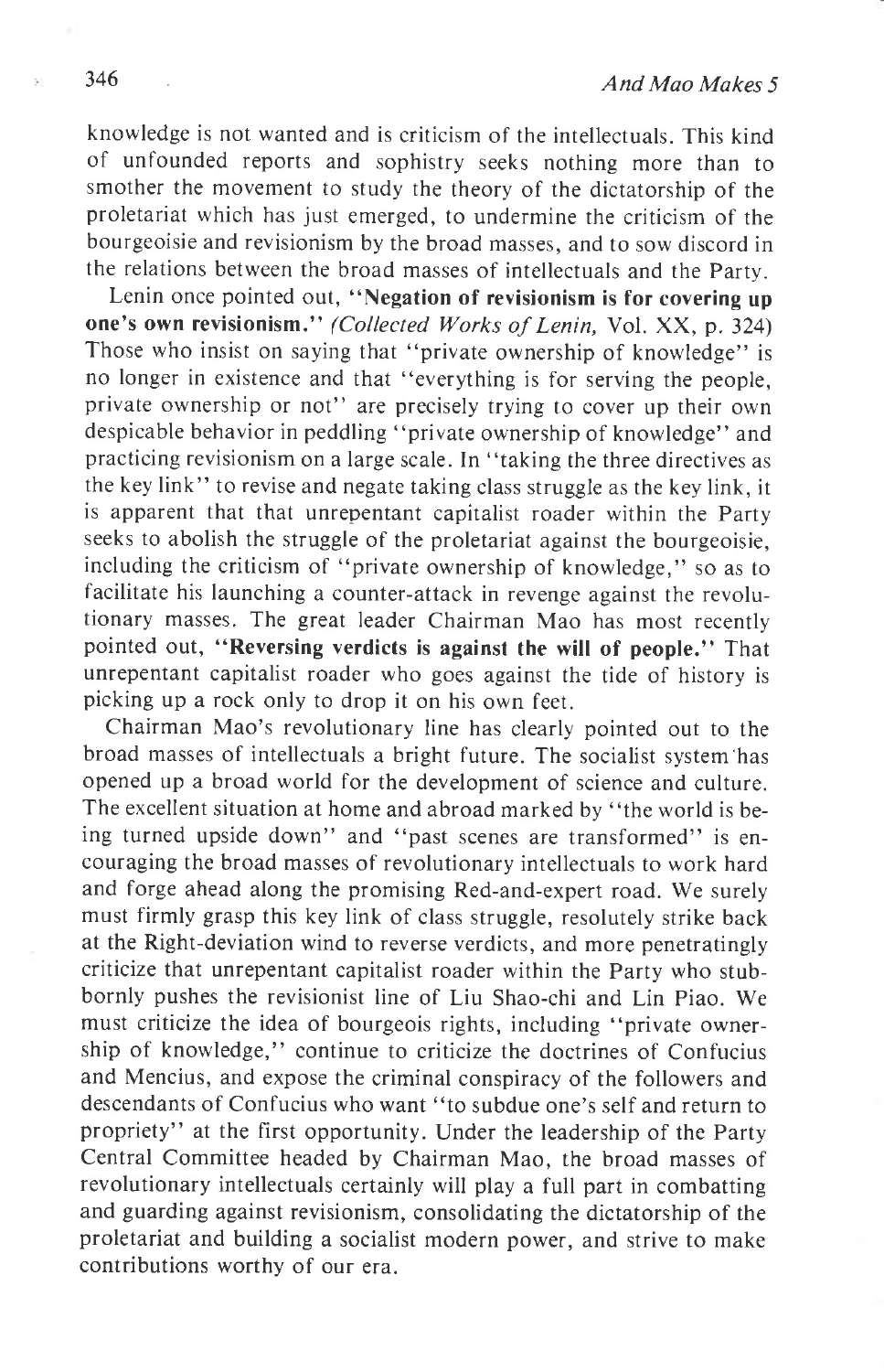knowledge is not wanted and is criticism of the intellectuals. This kind of unfounded reports and sophistry seeks nothing more than to smother the movement to study the theory of the dictatorship of the proletariat which has just emerged, to undermine the criticism of the bourgeoisie and revisionism by the broad masses, and to sow discord in the relations between the broad masses of intellectuals and the Party.

Lenin once pointed out, "**Negation of revisionism is for covering up one's own revisionism.**" *(Collected Works of Lenin,* Vol. XX, p. 324) Those who insist on saying that "private ownership of knowledge" is no longer in existence and that "everything is for serving the people, private ownership or not" are precisely trying to cover up their own despicable behavior in peddling "private ownership of knowledge" and practicing revisionism on a large scale. In "taking the three directives as the key link" to revise and negate taking class struggle as the key link, it is apparent that that unrepentant capitalist roader within the Party seeks to abolish the struggle of the proletariat against the bourgeoisie, including the criticism of "private ownership of knowledge," so as to facilitate his launching a counter-attack in revenge against the revolutionary masses. The great leader Chairman Mao has most recently pointed out, "**Reversing verdicts is against the will of people.**" That unrepentant capitalist roader who goes against the tide of history is picking up a rock only to drop it on his own feet.

Chairman Mao's revolutionary line has clearly pointed out to the broad masses of intellectuals a bright future. The socialist system has opened up a broad world for the development of science and culture. The excellent situation at home and abroad marked by "the world is being turned upside down" and "past scenes are transformed" is encouraging the broad masses of revolutionary intellectuals to work hard and forge ahead along the promising Red-and-expert road. We surely must firmly grasp this key link of class struggle, resolutely strike back at the Right-deviation wind to reverse verdicts, and more penetratingly criticize that unrepentant capitalist roader within the Party who stubbornly pushes the revisionist line of Liu Shao-chi and Lin Piao. We must criticize the idea of bourgeois rights, including "private ownership of knowledge," continue to criticize the doctrines of Confucius and Mencius, and expose the criminal conspiracy of the followers and descendants of Confucius who want "to subdue one's self and return to propriety" at the first opportunity. Under the leadership of the Party Central Committee headed by Chairman Mao, the broad masses of revolutionary intellectuals certainly will play a full part in combatting and guarding against revisionism, consolidating the dictatorship of the proletariat and building a socialist modern power, and strive to make contributions worthy of our era.